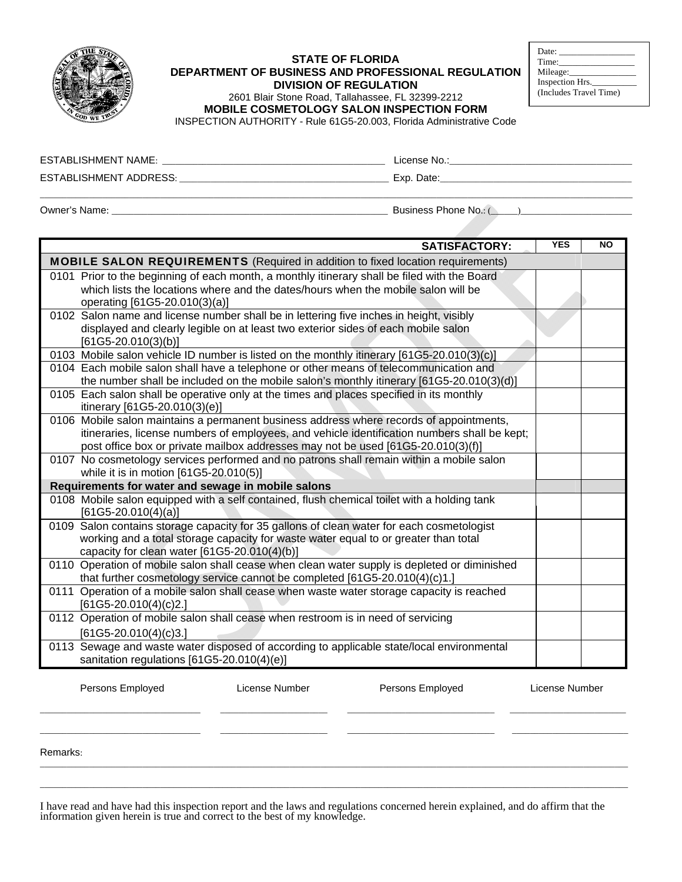**STATE OF FLORIDA**
**DEPARTMENT OF BUSINESS AND PROFESSIONAL REGULATION**
**DIVISION OF REGULATION**
2601 Blair Stone Road, Tallahassee, FL 32399-2212

# MOBILE COSMETOLOGY SALON INSPECTION FORM

INSPECTION AUTHORITY - Rule 61G5-20.003, Florida Administrative Code

Date: ________________
Time: ________________
Mileage: ______________
Inspection Hrs. __________
(Includes Travel Time)

ESTABLISHMENT NAME: ________________________________________ License No.: ________________________________

ESTABLISHMENT ADDRESS: ____________________________________ Exp. Date: __________________________________

________________________________________________________________________________________________

Owner's Name: ______________________________________________ Business Phone No.: (_____) ____________________

| SATISFACTORY: | YES | NO |
|---|---|---|
| **MOBILE SALON REQUIREMENTS** (Required in addition to fixed location requirements) | | |
| 0101 Prior to the beginning of each month, a monthly itinerary shall be filed with the Board which lists the locations where and the dates/hours when the mobile salon will be operating [61G5-20.010(3)(a)] | | |
| 0102 Salon name and license number shall be in lettering five inches in height, visibly displayed and clearly legible on at least two exterior sides of each mobile salon [61G5-20.010(3)(b)] | | |
| 0103 Mobile salon vehicle ID number is listed on the monthly itinerary [61G5-20.010(3)(c)] | | |
| 0104 Each mobile salon shall have a telephone or other means of telecommunication and the number shall be included on the mobile salon's monthly itinerary [61G5-20.010(3)(d)] | | |
| 0105 Each salon shall be operative only at the times and places specified in its monthly itinerary [61G5-20.010(3)(e)] | | |
| 0106 Mobile salon maintains a permanent business address where records of appointments, itineraries, license numbers of employees, and vehicle identification numbers shall be kept; post office box or private mailbox addresses may not be used [61G5-20.010(3)(f)] | | |
| 0107 No cosmetology services performed and no patrons shall remain within a mobile salon while it is in motion [61G5-20.010(5)] | | |
| **Requirements for water and sewage in mobile salons** | | |
| 0108 Mobile salon equipped with a self contained, flush chemical toilet with a holding tank [61G5-20.010(4)(a)] | | |
| 0109 Salon contains storage capacity for 35 gallons of clean water for each cosmetologist working and a total storage capacity for waste water equal to or greater than total capacity for clean water [61G5-20.010(4)(b)] | | |
| 0110 Operation of mobile salon shall cease when clean water supply is depleted or diminished that further cosmetology service cannot be completed [61G5-20.010(4)(c)1.] | | |
| 0111 Operation of a mobile salon shall cease when waste water storage capacity is reached [61G5-20.010(4)(c)2.] | | |
| 0112 Operation of mobile salon shall cease when restroom is in need of servicing [61G5-20.010(4)(c)3.] | | |
| 0113 Sewage and waste water disposed of according to applicable state/local environmental sanitation regulations [61G5-20.010(4)(e)] | | |

| Persons Employed | License Number | Persons Employed | License Number |
|---|---|---|---|
| | | | |
| | | | |

Remarks:

________________________________________________________________________________________________

________________________________________________________________________________________________

I have read and have had this inspection report and the laws and regulations concerned herein explained, and do affirm that the information given herein is true and correct to the best of my knowledge.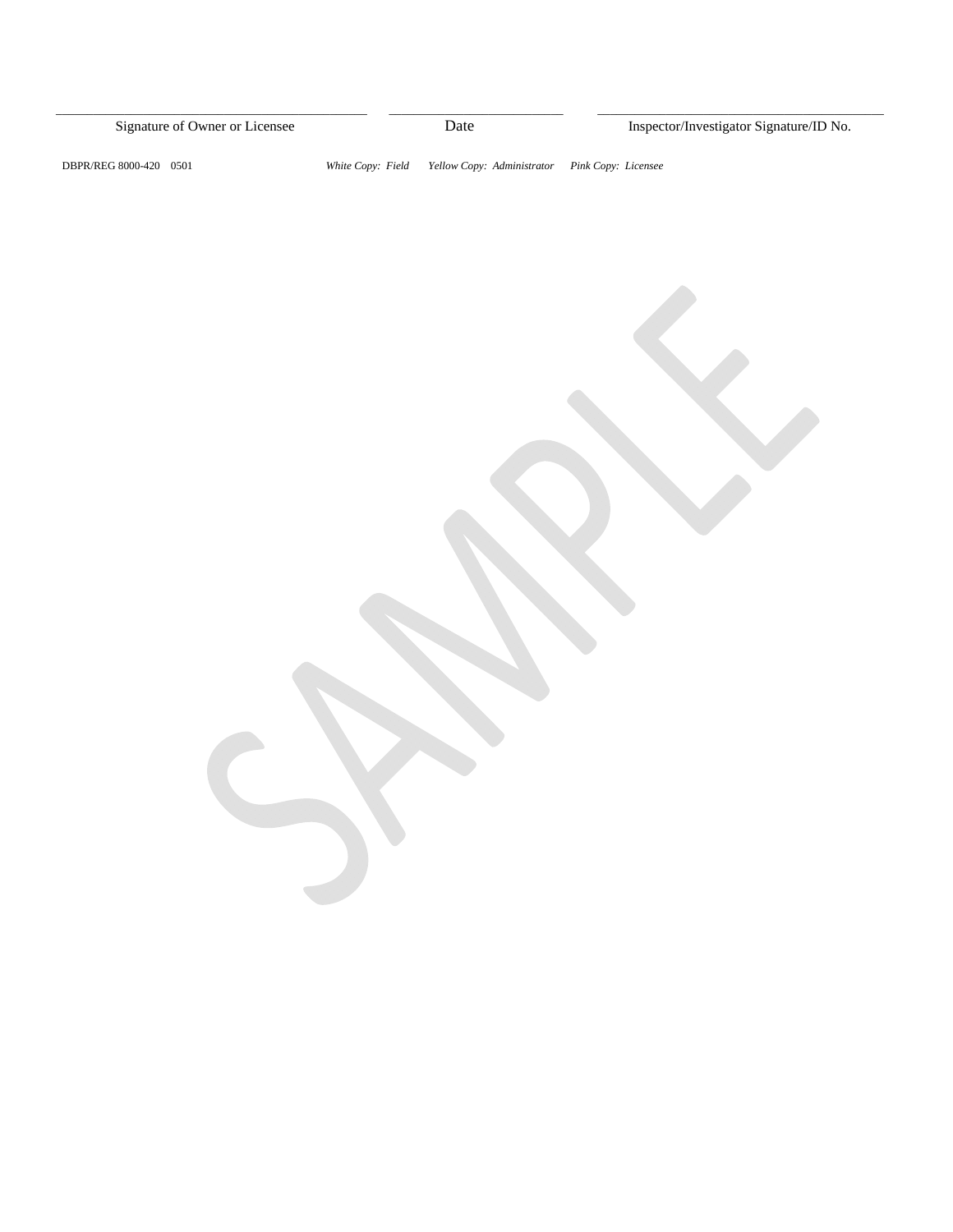| Signature of Owner or Licensee | Date | Inspector/Investigator Signature/ID No. |
| --- | --- | --- |

DBPR/REG 8000-420 0501 *White Copy: Field* *Yellow Copy: Administrator* *Pink Copy: Licensee*

SAMPLE